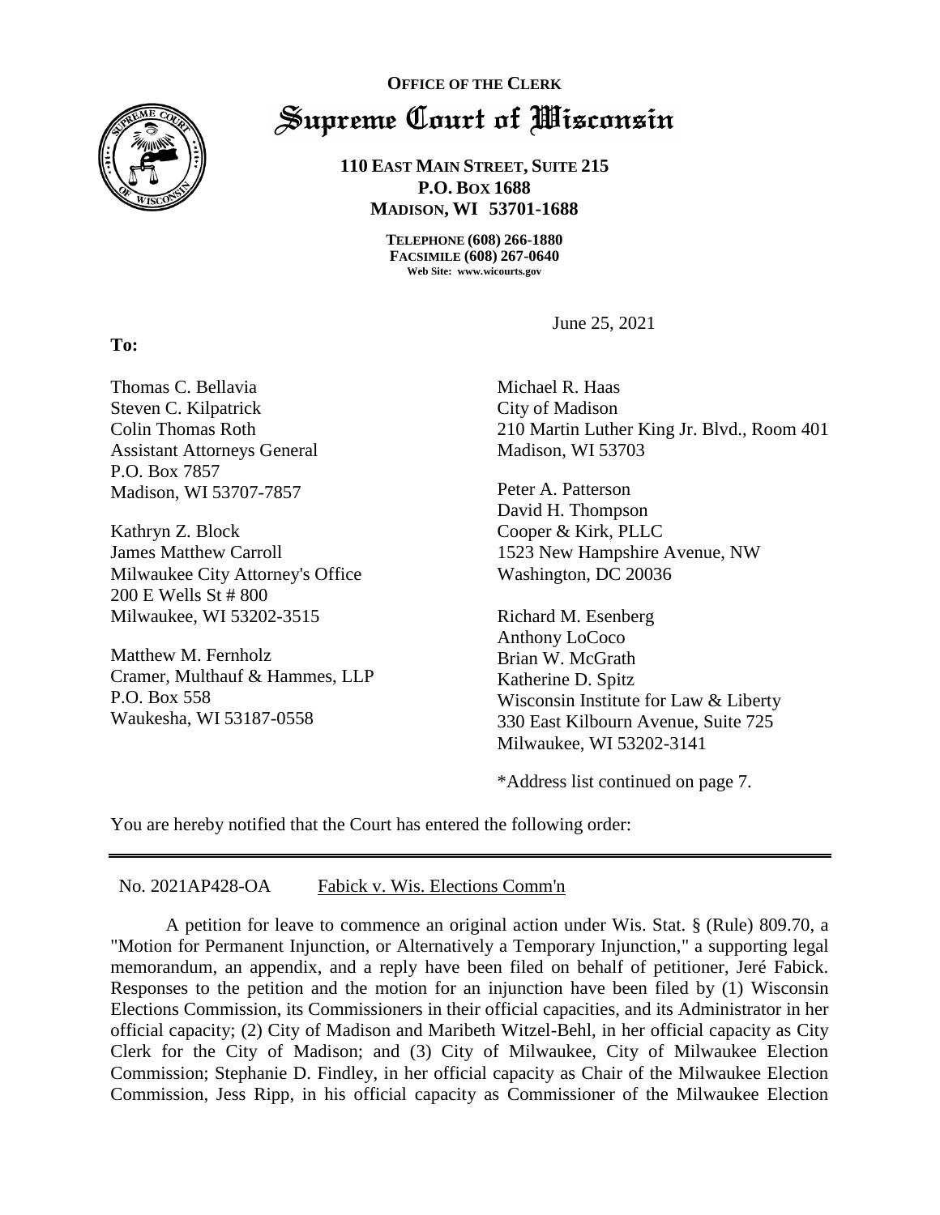**OFFICE OF THE CLERK**

# Supreme Court of Wisconsin

**110 EAST MAIN STREET, SUITE 215**
**P.O. BOX 1688**
**MADISON, WI 53701-1688**

**TELEPHONE (608) 266-1880**
**FACSIMILE (608) 267-0640**
**Web Site: www.wicourts.gov**

June 25, 2021

**To:**

Thomas C. Bellavia
Steven C. Kilpatrick
Colin Thomas Roth
Assistant Attorneys General
P.O. Box 7857
Madison, WI 53707-7857

Kathryn Z. Block
James Matthew Carroll
Milwaukee City Attorney's Office
200 E Wells St # 800
Milwaukee, WI 53202-3515

Matthew M. Fernholz
Cramer, Multhauf & Hammes, LLP
P.O. Box 558
Waukesha, WI 53187-0558

Michael R. Haas
City of Madison
210 Martin Luther King Jr. Blvd., Room 401
Madison, WI 53703

Peter A. Patterson
David H. Thompson
Cooper & Kirk, PLLC
1523 New Hampshire Avenue, NW
Washington, DC 20036

Richard M. Esenberg
Anthony LoCoco
Brian W. McGrath
Katherine D. Spitz
Wisconsin Institute for Law & Liberty
330 East Kilbourn Avenue, Suite 725
Milwaukee, WI 53202-3141

*Address list continued on page 7.

You are hereby notified that the Court has entered the following order:

---

No. 2021AP428-OA Fabick v. Wis. Elections Comm'n

A petition for leave to commence an original action under Wis. Stat. § (Rule) 809.70, a "Motion for Permanent Injunction, or Alternatively a Temporary Injunction," a supporting legal memorandum, an appendix, and a reply have been filed on behalf of petitioner, Jeré Fabick. Responses to the petition and the motion for an injunction have been filed by (1) Wisconsin Elections Commission, its Commissioners in their official capacities, and its Administrator in her official capacity; (2) City of Madison and Maribeth Witzel-Behl, in her official capacity as City Clerk for the City of Madison; and (3) City of Milwaukee, City of Milwaukee Election Commission; Stephanie D. Findley, in her official capacity as Chair of the Milwaukee Election Commission, Jess Ripp, in his official capacity as Commissioner of the Milwaukee Election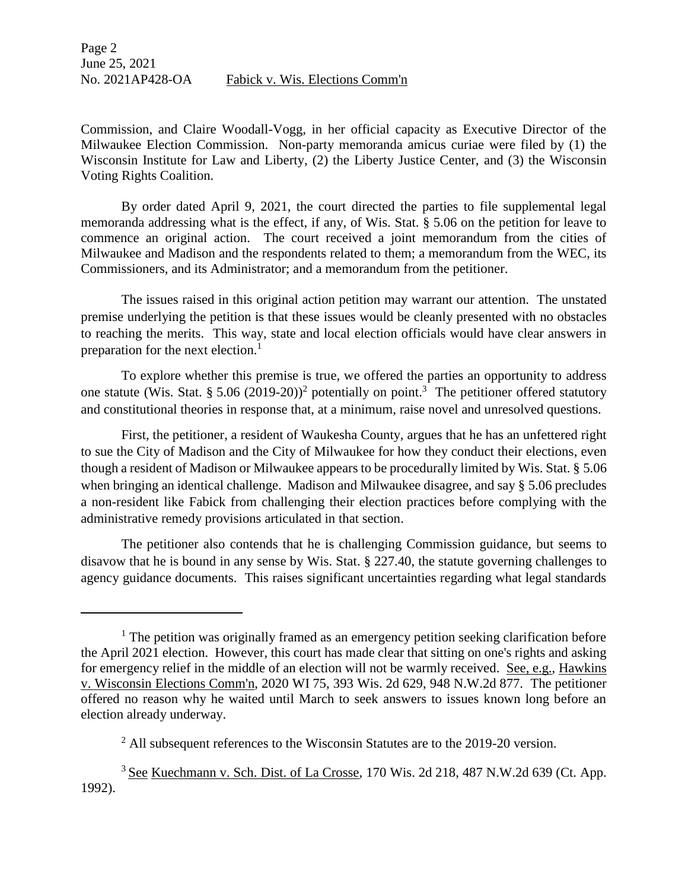Commission, and Claire Woodall-Vogg, in her official capacity as Executive Director of the Milwaukee Election Commission. Non-party memoranda amicus curiae were filed by (1) the Wisconsin Institute for Law and Liberty, (2) the Liberty Justice Center, and (3) the Wisconsin Voting Rights Coalition.

By order dated April 9, 2021, the court directed the parties to file supplemental legal memoranda addressing what is the effect, if any, of Wis. Stat. § 5.06 on the petition for leave to commence an original action. The court received a joint memorandum from the cities of Milwaukee and Madison and the respondents related to them; a memorandum from the WEC, its Commissioners, and its Administrator; and a memorandum from the petitioner.

The issues raised in this original action petition may warrant our attention. The unstated premise underlying the petition is that these issues would be cleanly presented with no obstacles to reaching the merits. This way, state and local election officials would have clear answers in preparation for the next election.[1]

To explore whether this premise is true, we offered the parties an opportunity to address one statute (Wis. Stat. § 5.06 (2019-20))[2] potentially on point.[3] The petitioner offered statutory and constitutional theories in response that, at a minimum, raise novel and unresolved questions.

First, the petitioner, a resident of Waukesha County, argues that he has an unfettered right to sue the City of Madison and the City of Milwaukee for how they conduct their elections, even though a resident of Madison or Milwaukee appears to be procedurally limited by Wis. Stat. § 5.06 when bringing an identical challenge. Madison and Milwaukee disagree, and say § 5.06 precludes a non-resident like Fabick from challenging their election practices before complying with the administrative remedy provisions articulated in that section.

The petitioner also contends that he is challenging Commission guidance, but seems to disavow that he is bound in any sense by Wis. Stat. § 227.40, the statute governing challenges to agency guidance documents. This raises significant uncertainties regarding what legal standards

---

[1] The petition was originally framed as an emergency petition seeking clarification before the April 2021 election. However, this court has made clear that sitting on one's rights and asking for emergency relief in the middle of an election will not be warmly received. See, e.g., Hawkins v. Wisconsin Elections Comm'n, 2020 WI 75, 393 Wis. 2d 629, 948 N.W.2d 877. The petitioner offered no reason why he waited until March to seek answers to issues known long before an election already underway.

[2] All subsequent references to the Wisconsin Statutes are to the 2019-20 version.

[3] See Kuechmann v. Sch. Dist. of La Crosse, 170 Wis. 2d 218, 487 N.W.2d 639 (Ct. App. 1992).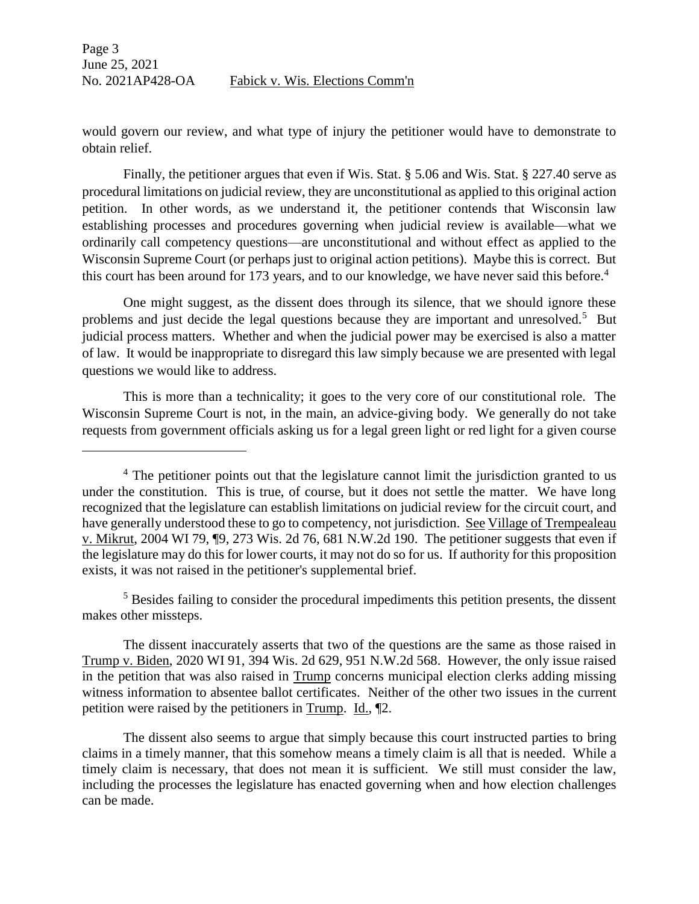would govern our review, and what type of injury the petitioner would have to demonstrate to obtain relief.

Finally, the petitioner argues that even if Wis. Stat. § 5.06 and Wis. Stat. § 227.40 serve as procedural limitations on judicial review, they are unconstitutional as applied to this original action petition. In other words, as we understand it, the petitioner contends that Wisconsin law establishing processes and procedures governing when judicial review is available—what we ordinarily call competency questions—are unconstitutional and without effect as applied to the Wisconsin Supreme Court (or perhaps just to original action petitions). Maybe this is correct. But this court has been around for 173 years, and to our knowledge, we have never said this before.[4]

One might suggest, as the dissent does through its silence, that we should ignore these problems and just decide the legal questions because they are important and unresolved.[5] But judicial process matters. Whether and when the judicial power may be exercised is also a matter of law. It would be inappropriate to disregard this law simply because we are presented with legal questions we would like to address.

This is more than a technicality; it goes to the very core of our constitutional role. The Wisconsin Supreme Court is not, in the main, an advice-giving body. We generally do not take requests from government officials asking us for a legal green light or red light for a given course

---

[4] The petitioner points out that the legislature cannot limit the jurisdiction granted to us under the constitution. This is true, of course, but it does not settle the matter. We have long recognized that the legislature can establish limitations on judicial review for the circuit court, and have generally understood these to go to competency, not jurisdiction. See Village of Trempealeau v. Mikrut, 2004 WI 79, ¶9, 273 Wis. 2d 76, 681 N.W.2d 190. The petitioner suggests that even if the legislature may do this for lower courts, it may not do so for us. If authority for this proposition exists, it was not raised in the petitioner's supplemental brief.

[5] Besides failing to consider the procedural impediments this petition presents, the dissent makes other missteps.

The dissent inaccurately asserts that two of the questions are the same as those raised in Trump v. Biden, 2020 WI 91, 394 Wis. 2d 629, 951 N.W.2d 568. However, the only issue raised in the petition that was also raised in Trump concerns municipal election clerks adding missing witness information to absentee ballot certificates. Neither of the other two issues in the current petition were raised by the petitioners in Trump. Id., ¶2.

The dissent also seems to argue that simply because this court instructed parties to bring claims in a timely manner, that this somehow means a timely claim is all that is needed. While a timely claim is necessary, that does not mean it is sufficient. We still must consider the law, including the processes the legislature has enacted governing when and how election challenges can be made.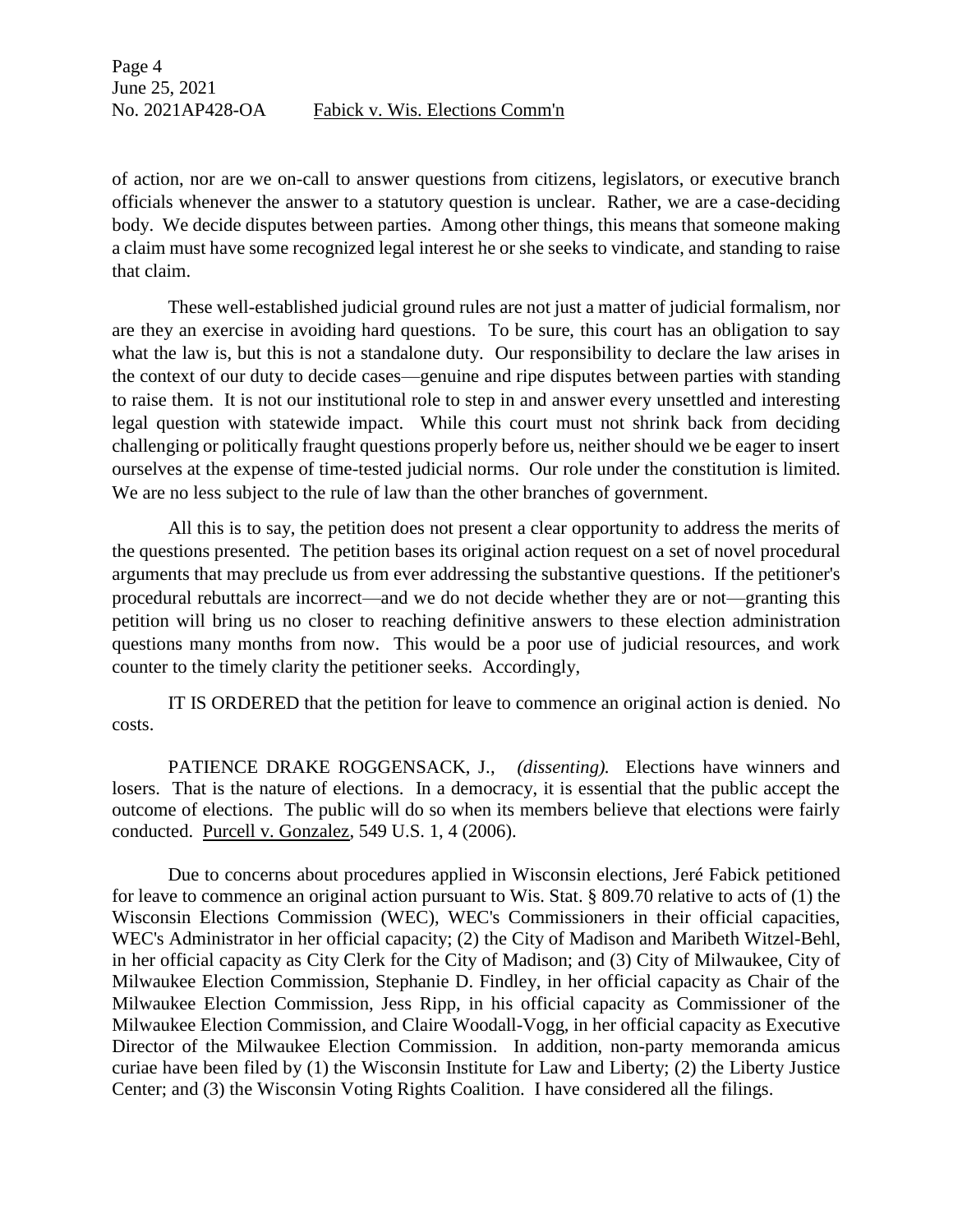of action, nor are we on-call to answer questions from citizens, legislators, or executive branch officials whenever the answer to a statutory question is unclear. Rather, we are a case-deciding body. We decide disputes between parties. Among other things, this means that someone making a claim must have some recognized legal interest he or she seeks to vindicate, and standing to raise that claim.

These well-established judicial ground rules are not just a matter of judicial formalism, nor are they an exercise in avoiding hard questions. To be sure, this court has an obligation to say what the law is, but this is not a standalone duty. Our responsibility to declare the law arises in the context of our duty to decide cases—genuine and ripe disputes between parties with standing to raise them. It is not our institutional role to step in and answer every unsettled and interesting legal question with statewide impact. While this court must not shrink back from deciding challenging or politically fraught questions properly before us, neither should we be eager to insert ourselves at the expense of time-tested judicial norms. Our role under the constitution is limited. We are no less subject to the rule of law than the other branches of government.

All this is to say, the petition does not present a clear opportunity to address the merits of the questions presented. The petition bases its original action request on a set of novel procedural arguments that may preclude us from ever addressing the substantive questions. If the petitioner's procedural rebuttals are incorrect—and we do not decide whether they are or not—granting this petition will bring us no closer to reaching definitive answers to these election administration questions many months from now. This would be a poor use of judicial resources, and work counter to the timely clarity the petitioner seeks. Accordingly,

IT IS ORDERED that the petition for leave to commence an original action is denied. No costs.

PATIENCE DRAKE ROGGENSACK, J., *(dissenting).* Elections have winners and losers. That is the nature of elections. In a democracy, it is essential that the public accept the outcome of elections. The public will do so when its members believe that elections were fairly conducted. Purcell v. Gonzalez, 549 U.S. 1, 4 (2006).

Due to concerns about procedures applied in Wisconsin elections, Jeré Fabick petitioned for leave to commence an original action pursuant to Wis. Stat. § 809.70 relative to acts of (1) the Wisconsin Elections Commission (WEC), WEC's Commissioners in their official capacities, WEC's Administrator in her official capacity; (2) the City of Madison and Maribeth Witzel-Behl, in her official capacity as City Clerk for the City of Madison; and (3) City of Milwaukee, City of Milwaukee Election Commission, Stephanie D. Findley, in her official capacity as Chair of the Milwaukee Election Commission, Jess Ripp, in his official capacity as Commissioner of the Milwaukee Election Commission, and Claire Woodall-Vogg, in her official capacity as Executive Director of the Milwaukee Election Commission. In addition, non-party memoranda amicus curiae have been filed by (1) the Wisconsin Institute for Law and Liberty; (2) the Liberty Justice Center; and (3) the Wisconsin Voting Rights Coalition. I have considered all the filings.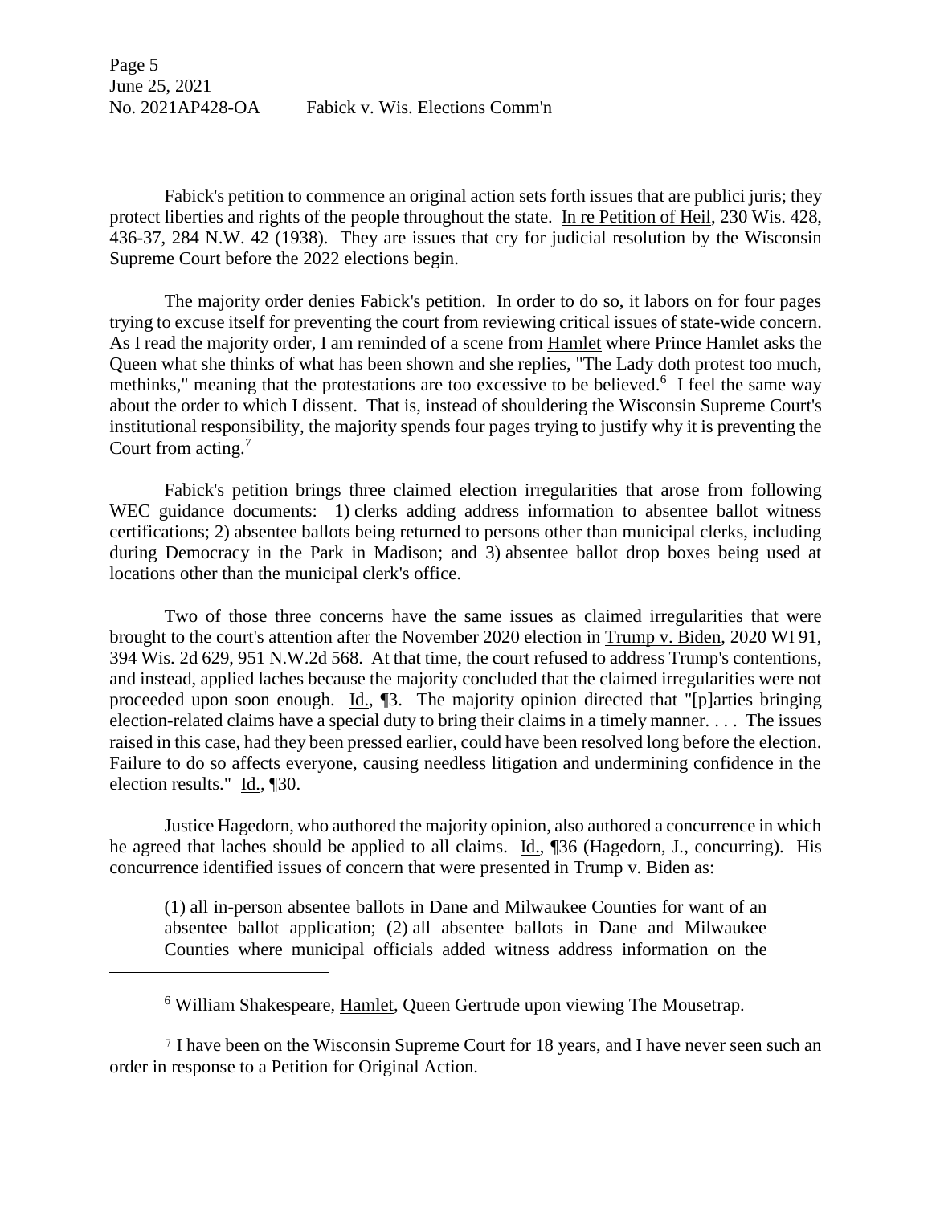Fabick's petition to commence an original action sets forth issues that are publici juris; they protect liberties and rights of the people throughout the state. In re Petition of Heil, 230 Wis. 428, 436-37, 284 N.W. 42 (1938). They are issues that cry for judicial resolution by the Wisconsin Supreme Court before the 2022 elections begin.

The majority order denies Fabick's petition. In order to do so, it labors on for four pages trying to excuse itself for preventing the court from reviewing critical issues of state-wide concern. As I read the majority order, I am reminded of a scene from Hamlet where Prince Hamlet asks the Queen what she thinks of what has been shown and she replies, "The Lady doth protest too much, methinks," meaning that the protestations are too excessive to be believed.[6] I feel the same way about the order to which I dissent. That is, instead of shouldering the Wisconsin Supreme Court's institutional responsibility, the majority spends four pages trying to justify why it is preventing the Court from acting.[7]

Fabick's petition brings three claimed election irregularities that arose from following WEC guidance documents: 1) clerks adding address information to absentee ballot witness certifications; 2) absentee ballots being returned to persons other than municipal clerks, including during Democracy in the Park in Madison; and 3) absentee ballot drop boxes being used at locations other than the municipal clerk's office.

Two of those three concerns have the same issues as claimed irregularities that were brought to the court's attention after the November 2020 election in Trump v. Biden, 2020 WI 91, 394 Wis. 2d 629, 951 N.W.2d 568. At that time, the court refused to address Trump's contentions, and instead, applied laches because the majority concluded that the claimed irregularities were not proceeded upon soon enough. Id., ¶3. The majority opinion directed that "[p]arties bringing election-related claims have a special duty to bring their claims in a timely manner. . . . The issues raised in this case, had they been pressed earlier, could have been resolved long before the election. Failure to do so affects everyone, causing needless litigation and undermining confidence in the election results." Id., ¶30.

Justice Hagedorn, who authored the majority opinion, also authored a concurrence in which he agreed that laches should be applied to all claims. Id., ¶36 (Hagedorn, J., concurring). His concurrence identified issues of concern that were presented in Trump v. Biden as:

> (1) all in-person absentee ballots in Dane and Milwaukee Counties for want of an absentee ballot application; (2) all absentee ballots in Dane and Milwaukee Counties where municipal officials added witness address information on the

---

[6] William Shakespeare, Hamlet, Queen Gertrude upon viewing The Mousetrap.

[7] I have been on the Wisconsin Supreme Court for 18 years, and I have never seen such an order in response to a Petition for Original Action.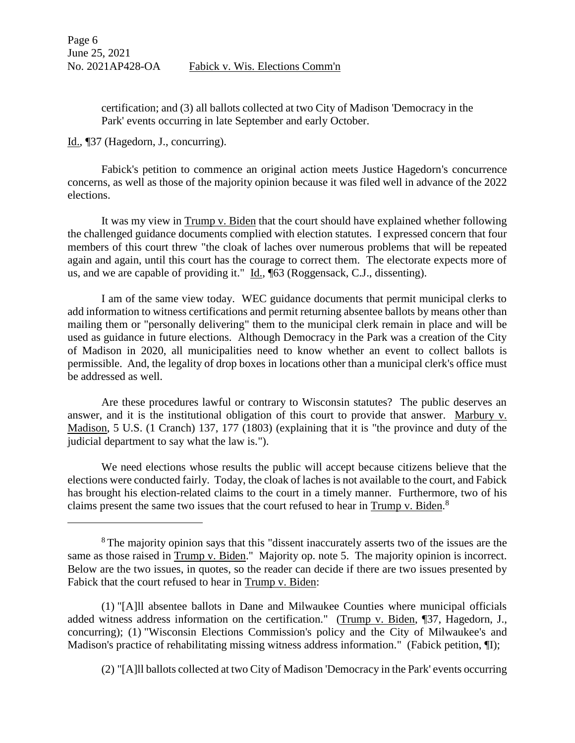certification; and (3) all ballots collected at two City of Madison 'Democracy in the Park' events occurring in late September and early October.

Id., ¶37 (Hagedorn, J., concurring).

Fabick's petition to commence an original action meets Justice Hagedorn's concurrence concerns, as well as those of the majority opinion because it was filed well in advance of the 2022 elections.

It was my view in Trump v. Biden that the court should have explained whether following the challenged guidance documents complied with election statutes. I expressed concern that four members of this court threw "the cloak of laches over numerous problems that will be repeated again and again, until this court has the courage to correct them. The electorate expects more of us, and we are capable of providing it." Id., ¶63 (Roggensack, C.J., dissenting).

I am of the same view today. WEC guidance documents that permit municipal clerks to add information to witness certifications and permit returning absentee ballots by means other than mailing them or "personally delivering" them to the municipal clerk remain in place and will be used as guidance in future elections. Although Democracy in the Park was a creation of the City of Madison in 2020, all municipalities need to know whether an event to collect ballots is permissible. And, the legality of drop boxes in locations other than a municipal clerk's office must be addressed as well.

Are these procedures lawful or contrary to Wisconsin statutes? The public deserves an answer, and it is the institutional obligation of this court to provide that answer. Marbury v. Madison, 5 U.S. (1 Cranch) 137, 177 (1803) (explaining that it is "the province and duty of the judicial department to say what the law is.").

We need elections whose results the public will accept because citizens believe that the elections were conducted fairly. Today, the cloak of laches is not available to the court, and Fabick has brought his election-related claims to the court in a timely manner. Furthermore, two of his claims present the same two issues that the court refused to hear in Trump v. Biden.[8]

---

[8] The majority opinion says that this "dissent inaccurately asserts two of the issues are the same as those raised in Trump v. Biden." Majority op. note 5. The majority opinion is incorrect. Below are the two issues, in quotes, so the reader can decide if there are two issues presented by Fabick that the court refused to hear in Trump v. Biden:

(1) "[A]ll absentee ballots in Dane and Milwaukee Counties where municipal officials added witness address information on the certification." (Trump v. Biden, ¶37, Hagedorn, J., concurring); (1) "Wisconsin Elections Commission's policy and the City of Milwaukee's and Madison's practice of rehabilitating missing witness address information." (Fabick petition, ¶I);

(2) "[A]ll ballots collected at two City of Madison 'Democracy in the Park' events occurring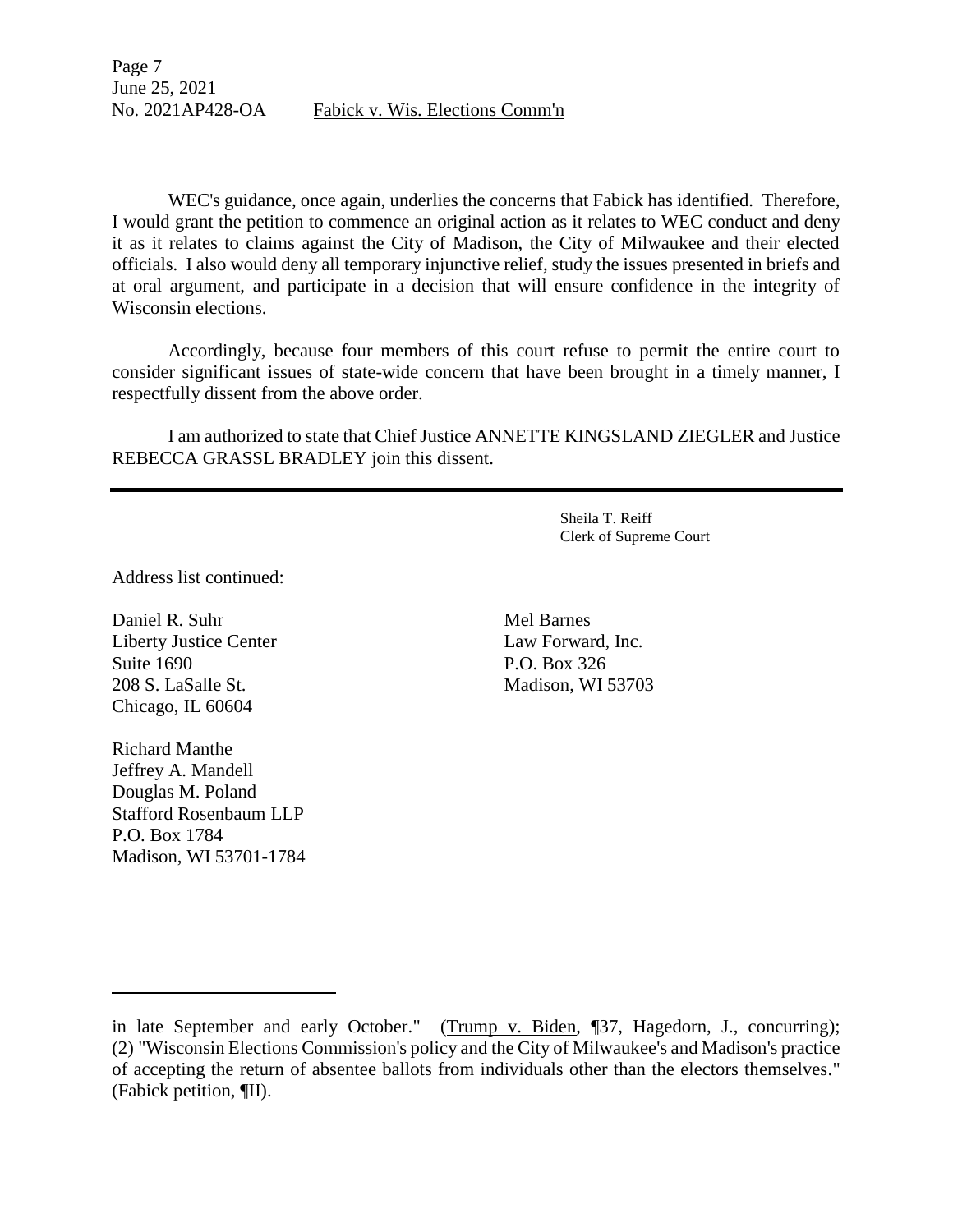WEC's guidance, once again, underlies the concerns that Fabick has identified. Therefore, I would grant the petition to commence an original action as it relates to WEC conduct and deny it as it relates to claims against the City of Madison, the City of Milwaukee and their elected officials. I also would deny all temporary injunctive relief, study the issues presented in briefs and at oral argument, and participate in a decision that will ensure confidence in the integrity of Wisconsin elections.

Accordingly, because four members of this court refuse to permit the entire court to consider significant issues of state-wide concern that have been brought in a timely manner, I respectfully dissent from the above order.

I am authorized to state that Chief Justice ANNETTE KINGSLAND ZIEGLER and Justice REBECCA GRASSL BRADLEY join this dissent.

---

Sheila T. Reiff
Clerk of Supreme Court

<u>Address list continued</u>:

Daniel R. Suhr
Liberty Justice Center
Suite 1690
208 S. LaSalle St.
Chicago, IL 60604

Mel Barnes
Law Forward, Inc.
P.O. Box 326
Madison, WI 53703

Richard Manthe
Jeffrey A. Mandell
Douglas M. Poland
Stafford Rosenbaum LLP
P.O. Box 1784
Madison, WI 53701-1784

---

in late September and early October." (<u>Trump v. Biden</u>, ¶37, Hagedorn, J., concurring); (2) "Wisconsin Elections Commission's policy and the City of Milwaukee's and Madison's practice of accepting the return of absentee ballots from individuals other than the electors themselves." (Fabick petition, ¶II).